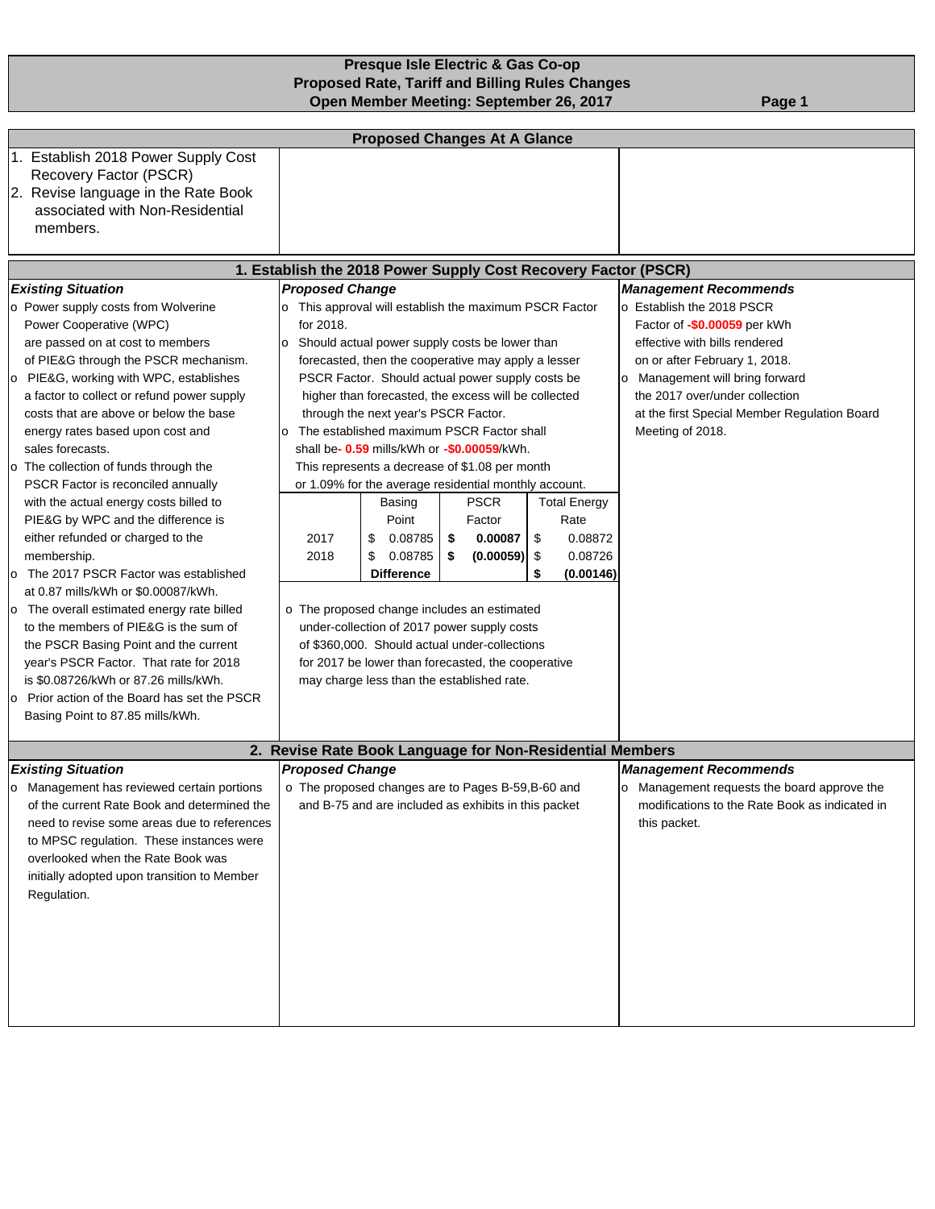# Presque Isle Electric & Gas Co-op
## Proposed Rate, Tariff and Billing Rules Changes
## Open Member Meeting: September 26, 2017

### Proposed Changes At A Glance

1. Establish 2018 Power Supply Cost Recovery Factor (PSCR)
2. Revise language in the Rate Book associated with Non-Residential members.

### 1. Establish the 2018 Power Supply Cost Recovery Factor (PSCR)

***Existing Situation***

- Power supply costs from Wolverine Power Cooperative (WPC) are passed on at cost to members of PIE&G through the PSCR mechanism.
- PIE&G, working with WPC, establishes a factor to collect or refund power supply costs that are above or below the base energy rates based upon cost and sales forecasts.
- The collection of funds through the PSCR Factor is reconciled annually with the actual energy costs billed to PIE&G by WPC and the difference is either refunded or charged to the membership.
- The 2017 PSCR Factor was established at 0.87 mills/kWh or $0.00087/kWh.
- The overall estimated energy rate billed to the members of PIE&G is the sum of the PSCR Basing Point and the current year's PSCR Factor. That rate for 2018 is $0.08726/kWh or 87.26 mills/kWh.
- Prior action of the Board has set the PSCR Basing Point to 87.85 mills/kWh.

***Proposed Change***

- This approval will establish the maximum PSCR Factor for 2018.
- Should actual power supply costs be lower than forecasted, then the cooperative may apply a lesser PSCR Factor. Should actual power supply costs be higher than forecasted, the excess will be collected through the next year's PSCR Factor.
- The established maximum PSCR Factor shall shall be- 0.59 mills/kWh or -$0.00059/kWh. This represents a decrease of $1.08 per month or 1.09% for the average residential monthly account.

| | Basing Point | PSCR Factor | Total Energy Rate |
|---|---|---|---|
| 2017 | $ 0.08785 | **$ 0.00087** | $ 0.08872 |
| 2018 | $ 0.08785 | **$ (0.00059)** | $ 0.08726 |
| | **Difference** | | **$ (0.00146)** |

- The proposed change includes an estimated under-collection of 2017 power supply costs of $360,000. Should actual under-collections for 2017 be lower than forecasted, the cooperative may charge less than the established rate.

***Management Recommends***

- Establish the 2018 PSCR Factor of -$0.00059 per kWh effective with bills rendered on or after February 1, 2018.
- Management will bring forward the 2017 over/under collection at the first Special Member Regulation Board Meeting of 2018.

### 2. Revise Rate Book Language for Non-Residential Members

***Existing Situation***

- Management has reviewed certain portions of the current Rate Book and determined the need to revise some areas due to references to MPSC regulation. These instances were overlooked when the Rate Book was initially adopted upon transition to Member Regulation.

***Proposed Change***

- The proposed changes are to Pages B-59,B-60 and and B-75 and are included as exhibits in this packet

***Management Recommends***

- Management requests the board approve the modifications to the Rate Book as indicated in this packet.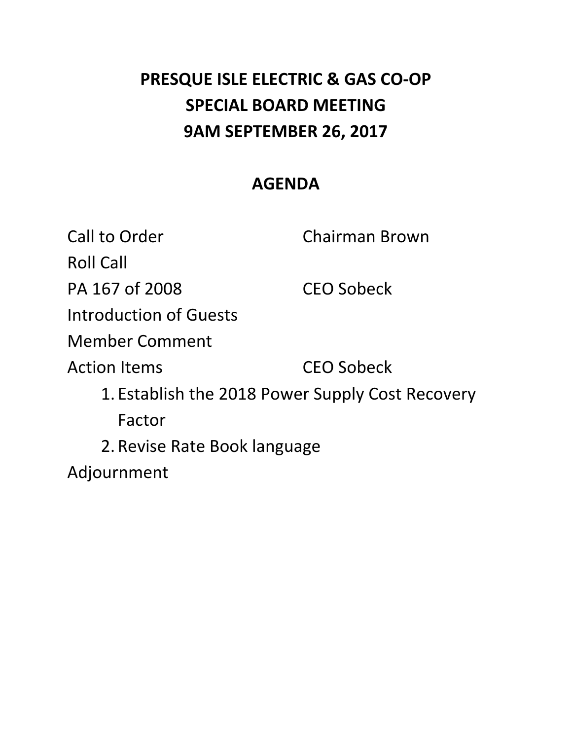# PRESQUE ISLE ELECTRIC & GAS CO-OP
# SPECIAL BOARD MEETING
# 9AM SEPTEMBER 26, 2017

## AGENDA

| | |
|---|---|
| Call to Order | Chairman Brown |
| Roll Call | |
| PA 167 of 2008 | CEO Sobeck |
| Introduction of Guests | |
| Member Comment | |
| Action Items | CEO Sobeck |

1. Establish the 2018 Power Supply Cost Recovery Factor
2. Revise Rate Book language

Adjournment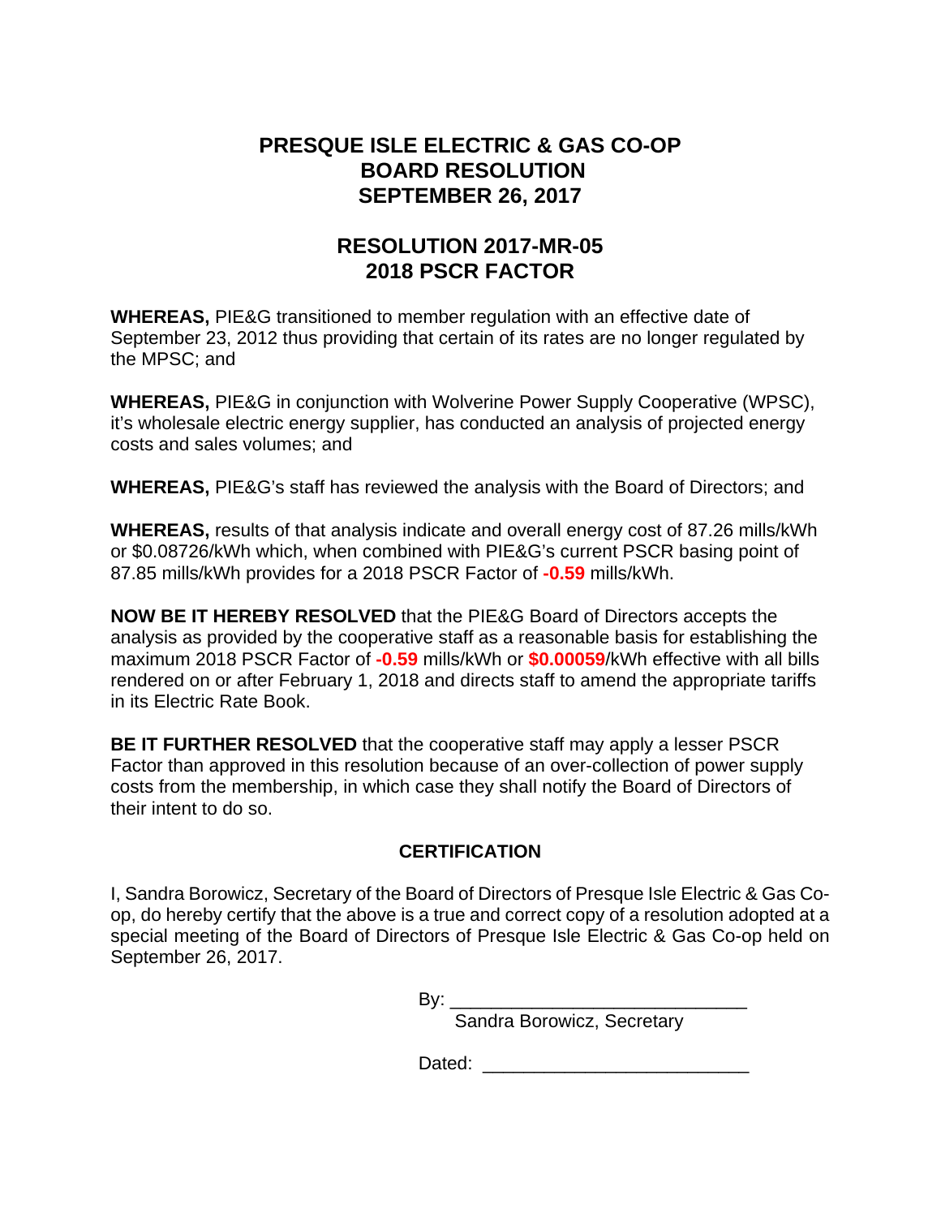# PRESQUE ISLE ELECTRIC & GAS CO-OP
# BOARD RESOLUTION
# SEPTEMBER 26, 2017

## RESOLUTION 2017-MR-05
## 2018 PSCR FACTOR

**WHEREAS,** PIE&G transitioned to member regulation with an effective date of September 23, 2012 thus providing that certain of its rates are no longer regulated by the MPSC; and

**WHEREAS,** PIE&G in conjunction with Wolverine Power Supply Cooperative (WPSC), it's wholesale electric energy supplier, has conducted an analysis of projected energy costs and sales volumes; and

**WHEREAS,** PIE&G's staff has reviewed the analysis with the Board of Directors; and

**WHEREAS,** results of that analysis indicate and overall energy cost of 87.26 mills/kWh or $0.08726/kWh which, when combined with PIE&G's current PSCR basing point of 87.85 mills/kWh provides for a 2018 PSCR Factor of **-0.59** mills/kWh.

**NOW BE IT HEREBY RESOLVED** that the PIE&G Board of Directors accepts the analysis as provided by the cooperative staff as a reasonable basis for establishing the maximum 2018 PSCR Factor of **-0.59** mills/kWh or **$0.00059**/kWh effective with all bills rendered on or after February 1, 2018 and directs staff to amend the appropriate tariffs in its Electric Rate Book.

**BE IT FURTHER RESOLVED** that the cooperative staff may apply a lesser PSCR Factor than approved in this resolution because of an over-collection of power supply costs from the membership, in which case they shall notify the Board of Directors of their intent to do so.

### CERTIFICATION

I, Sandra Borowicz, Secretary of the Board of Directors of Presque Isle Electric & Gas Co-op, do hereby certify that the above is a true and correct copy of a resolution adopted at a special meeting of the Board of Directors of Presque Isle Electric & Gas Co-op held on September 26, 2017.

By: ______________________________
Sandra Borowicz, Secretary

Dated: ___________________________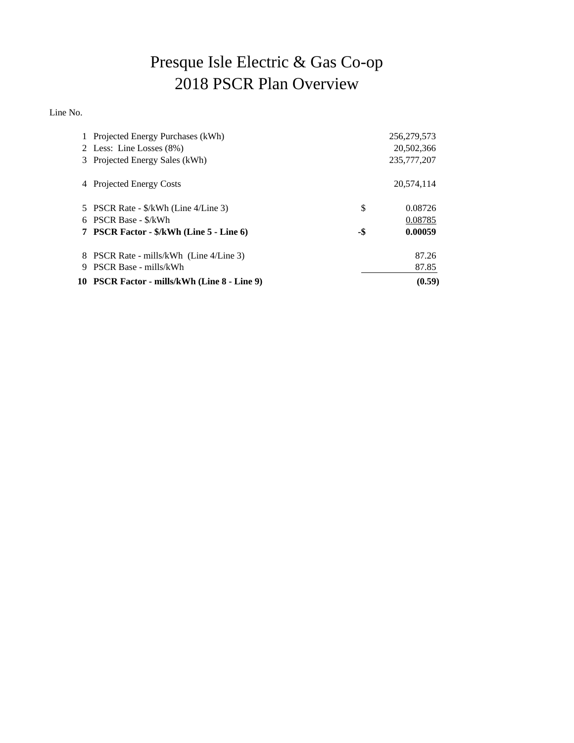# Presque Isle Electric & Gas Co-op
# 2018 PSCR Plan Overview

| Line No. | | | |
|---|---|---|---|
| 1 | Projected Energy Purchases (kWh) | | 256,279,573 |
| 2 | Less: Line Losses (8%) | | 20,502,366 |
| 3 | Projected Energy Sales (kWh) | | 235,777,207 |
| 4 | Projected Energy Costs | | 20,574,114 |
| 5 | PSCR Rate - $/kWh (Line 4/Line 3) | $ | 0.08726 |
| 6 | PSCR Base - $/kWh | | 0.08785 |
| **7** | **PSCR Factor - $/kWh (Line 5 - Line 6)** | **-$** | **0.00059** |
| 8 | PSCR Rate - mills/kWh (Line 4/Line 3) | | 87.26 |
| 9 | PSCR Base - mills/kWh | | 87.85 |
| **10** | **PSCR Factor - mills/kWh (Line 8 - Line 9)** | | **(0.59)** |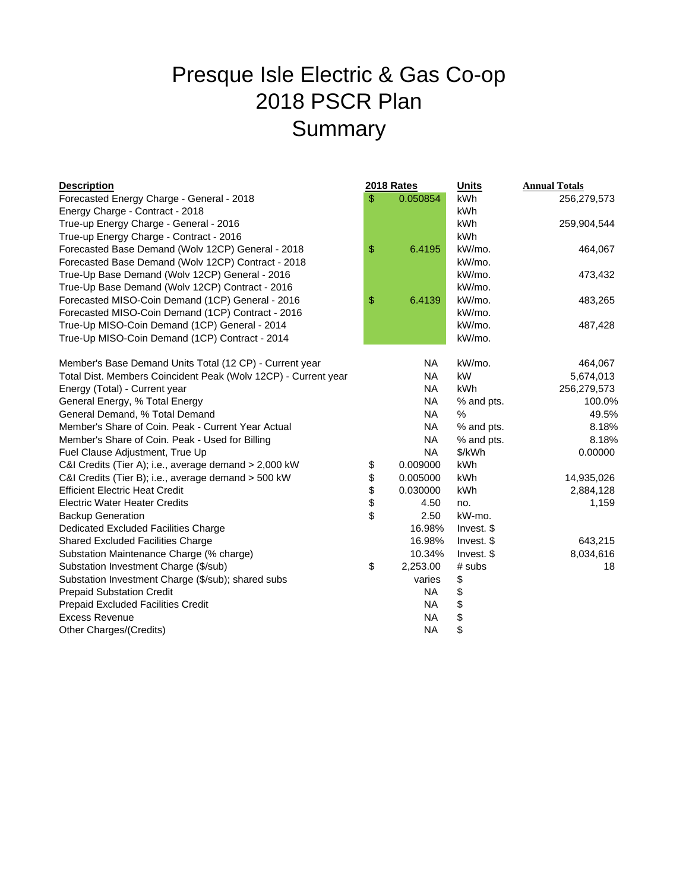# Presque Isle Electric & Gas Co-op
# 2018 PSCR Plan
# Summary

| Description | 2018 Rates | Units | Annual Totals |
|---|---|---|---|
| Forecasted Energy Charge - General - 2018 | $ 0.050854 | kWh | 256,279,573 |
| Energy Charge - Contract - 2018 | | kWh | |
| True-up Energy Charge - General - 2016 | | kWh | 259,904,544 |
| True-up Energy Charge - Contract - 2016 | | kWh | |
| Forecasted Base Demand (Wolv 12CP) General - 2018 | $ 6.4195 | kW/mo. | 464,067 |
| Forecasted Base Demand (Wolv 12CP) Contract - 2018 | | kW/mo. | |
| True-Up Base Demand (Wolv 12CP) General - 2016 | | kW/mo. | 473,432 |
| True-Up Base Demand (Wolv 12CP) Contract - 2016 | | kW/mo. | |
| Forecasted MISO-Coin Demand (1CP) General - 2016 | $ 6.4139 | kW/mo. | 483,265 |
| Forecasted MISO-Coin Demand (1CP) Contract - 2016 | | kW/mo. | |
| True-Up MISO-Coin Demand (1CP) General - 2014 | | kW/mo. | 487,428 |
| True-Up MISO-Coin Demand (1CP) Contract - 2014 | | kW/mo. | |
| | | | |
| Member's Base Demand Units Total (12 CP) - Current year | NA | kW/mo. | 464,067 |
| Total Dist. Members Coincident Peak (Wolv 12CP) - Current year | NA | kW | 5,674,013 |
| Energy (Total) - Current year | NA | kWh | 256,279,573 |
| General Energy, % Total Energy | NA | % and pts. | 100.0% |
| General Demand, % Total Demand | NA | % | 49.5% |
| Member's Share of Coin. Peak - Current Year Actual | NA | % and pts. | 8.18% |
| Member's Share of Coin. Peak - Used for Billing | NA | % and pts. | 8.18% |
| Fuel Clause Adjustment, True Up | NA | $/kWh | 0.00000 |
| C&I Credits (Tier A); i.e., average demand > 2,000 kW | $ 0.009000 | kWh | |
| C&I Credits (Tier B); i.e., average demand > 500 kW | $ 0.005000 | kWh | 14,935,026 |
| Efficient Electric Heat Credit | $ 0.030000 | kWh | 2,884,128 |
| Electric Water Heater Credits | $ 4.50 | no. | 1,159 |
| Backup Generation | $ 2.50 | kW-mo. | |
| Dedicated Excluded Facilities Charge | 16.98% | Invest. $ | |
| Shared Excluded Facilities Charge | 16.98% | Invest. $ | 643,215 |
| Substation Maintenance Charge (% charge) | 10.34% | Invest. $ | 8,034,616 |
| Substation Investment Charge ($/sub) | $ 2,253.00 | # subs | 18 |
| Substation Investment Charge ($/sub); shared subs | varies | $ | |
| Prepaid Substation Credit | NA | $ | |
| Prepaid Excluded Facilities Credit | NA | $ | |
| Excess Revenue | NA | $ | |
| Other Charges/(Credits) | NA | $ | |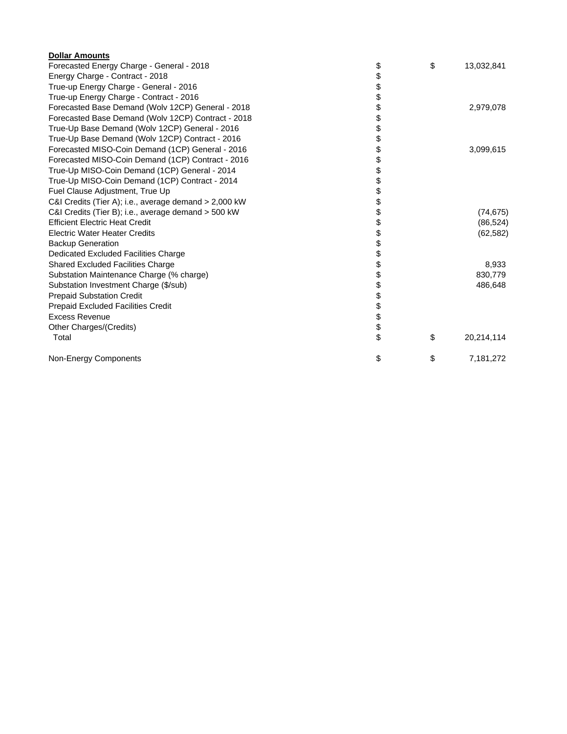**Dollar Amounts**

| | | |
|---|---|---|
| Forecasted Energy Charge - General - 2018 | $ | $ 13,032,841 |
| Energy Charge - Contract - 2018 | $ | |
| True-up Energy Charge - General - 2016 | $ | |
| True-up Energy Charge - Contract - 2016 | $ | |
| Forecasted Base Demand (Wolv 12CP) General - 2018 | $ | 2,979,078 |
| Forecasted Base Demand (Wolv 12CP) Contract - 2018 | $ | |
| True-Up Base Demand (Wolv 12CP) General - 2016 | $ | |
| True-Up Base Demand (Wolv 12CP) Contract - 2016 | $ | |
| Forecasted MISO-Coin Demand (1CP) General - 2016 | $ | 3,099,615 |
| Forecasted MISO-Coin Demand (1CP) Contract - 2016 | $ | |
| True-Up MISO-Coin Demand (1CP) General - 2014 | $ | |
| True-Up MISO-Coin Demand (1CP) Contract - 2014 | $ | |
| Fuel Clause Adjustment, True Up | $ | |
| C&I Credits (Tier A); i.e., average demand > 2,000 kW | $ | |
| C&I Credits (Tier B); i.e., average demand > 500 kW | $ | (74,675) |
| Efficient Electric Heat Credit | $ | (86,524) |
| Electric Water Heater Credits | $ | (62,582) |
| Backup Generation | $ | |
| Dedicated Excluded Facilities Charge | $ | |
| Shared Excluded Facilities Charge | $ | 8,933 |
| Substation Maintenance Charge (% charge) | $ | 830,779 |
| Substation Investment Charge ($/sub) | $ | 486,648 |
| Prepaid Substation Credit | $ | |
| Prepaid Excluded Facilities Credit | $ | |
| Excess Revenue | $ | |
| Other Charges/(Credits) | $ | |
| Total | $ | $ 20,214,114 |
| | | |
| Non-Energy Components | $ | $ 7,181,272 |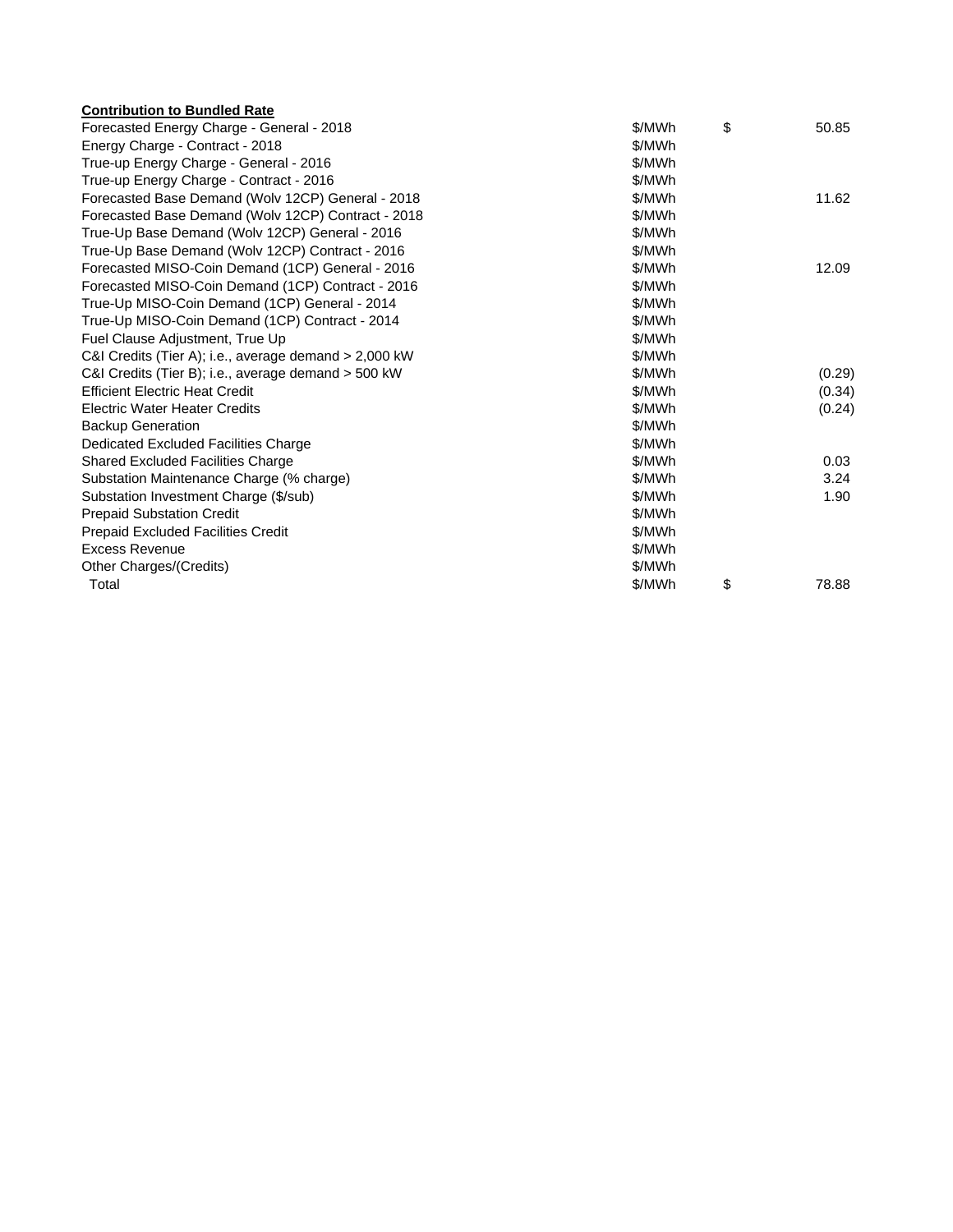**Contribution to Bundled Rate**

| | | | |
|---|---|---|---|
| Forecasted Energy Charge - General - 2018 | $/MWh | $ | 50.85 |
| Energy Charge - Contract - 2018 | $/MWh | | |
| True-up Energy Charge - General - 2016 | $/MWh | | |
| True-up Energy Charge - Contract - 2016 | $/MWh | | |
| Forecasted Base Demand (Wolv 12CP) General - 2018 | $/MWh | | 11.62 |
| Forecasted Base Demand (Wolv 12CP) Contract - 2018 | $/MWh | | |
| True-Up Base Demand (Wolv 12CP) General - 2016 | $/MWh | | |
| True-Up Base Demand (Wolv 12CP) Contract - 2016 | $/MWh | | |
| Forecasted MISO-Coin Demand (1CP) General - 2016 | $/MWh | | 12.09 |
| Forecasted MISO-Coin Demand (1CP) Contract - 2016 | $/MWh | | |
| True-Up MISO-Coin Demand (1CP) General - 2014 | $/MWh | | |
| True-Up MISO-Coin Demand (1CP) Contract - 2014 | $/MWh | | |
| Fuel Clause Adjustment, True Up | $/MWh | | |
| C&I Credits (Tier A); i.e., average demand > 2,000 kW | $/MWh | | |
| C&I Credits (Tier B); i.e., average demand > 500 kW | $/MWh | | (0.29) |
| Efficient Electric Heat Credit | $/MWh | | (0.34) |
| Electric Water Heater Credits | $/MWh | | (0.24) |
| Backup Generation | $/MWh | | |
| Dedicated Excluded Facilities Charge | $/MWh | | |
| Shared Excluded Facilities Charge | $/MWh | | 0.03 |
| Substation Maintenance Charge (% charge) | $/MWh | | 3.24 |
| Substation Investment Charge ($/sub) | $/MWh | | 1.90 |
| Prepaid Substation Credit | $/MWh | | |
| Prepaid Excluded Facilities Credit | $/MWh | | |
| Excess Revenue | $/MWh | | |
| Other Charges/(Credits) | $/MWh | | |
| Total | $/MWh | $ | 78.88 |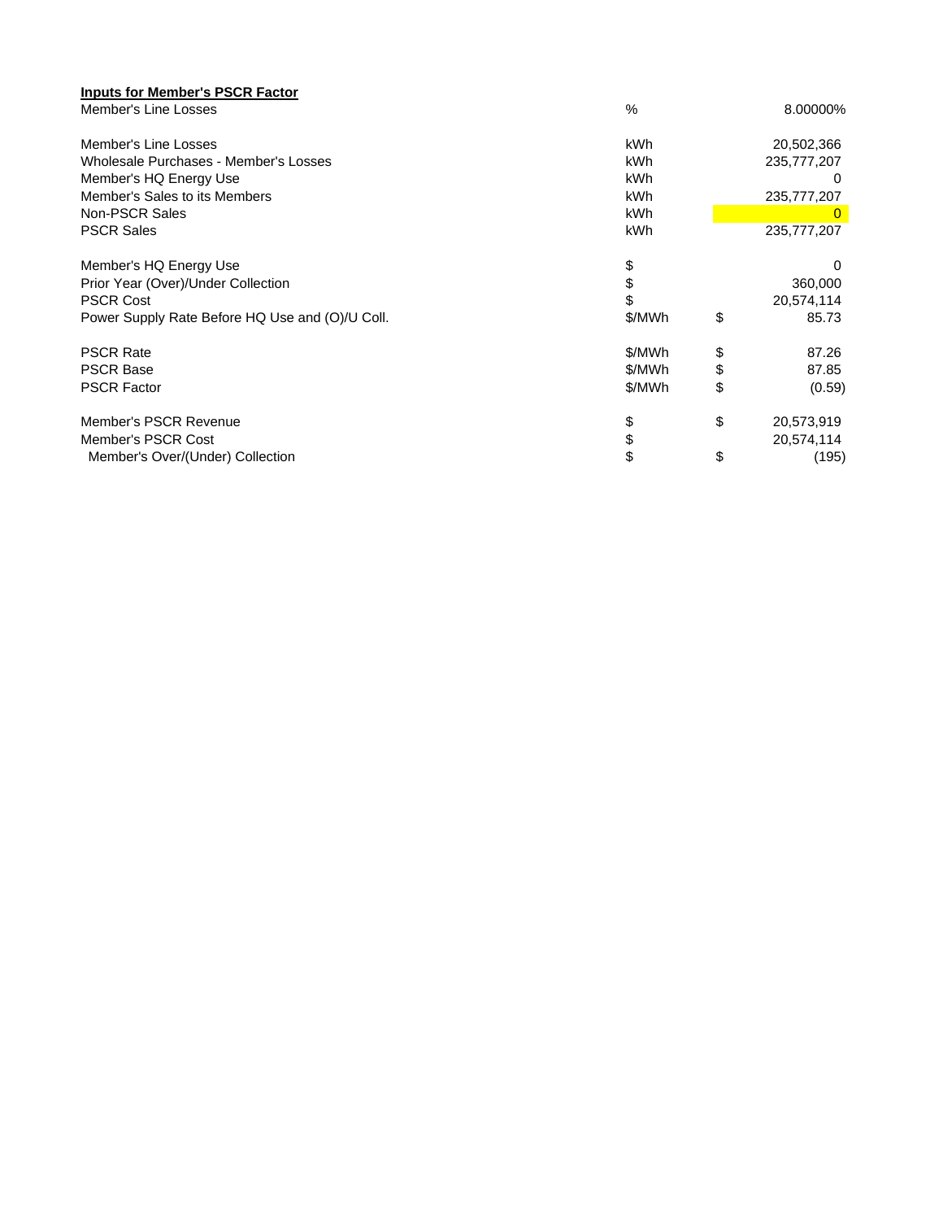**Inputs for Member's PSCR Factor**

| | | | |
|---|---|---|---|
| Member's Line Losses | % | | 8.00000% |
| | | | |
| Member's Line Losses | kWh | | 20,502,366 |
| Wholesale Purchases - Member's Losses | kWh | | 235,777,207 |
| Member's HQ Energy Use | kWh | | 0 |
| Member's Sales to its Members | kWh | | 235,777,207 |
| Non-PSCR Sales | kWh | | 0 |
| PSCR Sales | kWh | | 235,777,207 |
| | | | |
| Member's HQ Energy Use | $ | | 0 |
| Prior Year (Over)/Under Collection | $ | | 360,000 |
| PSCR Cost | $ | | 20,574,114 |
| Power Supply Rate Before HQ Use and (O)/U Coll. | $/MWh | $ | 85.73 |
| | | | |
| PSCR Rate | $/MWh | $ | 87.26 |
| PSCR Base | $/MWh | $ | 87.85 |
| PSCR Factor | $/MWh | $ | (0.59) |
| | | | |
| Member's PSCR Revenue | $ | $ | 20,573,919 |
| Member's PSCR Cost | $ | | 20,574,114 |
| Member's Over/(Under) Collection | $ | $ | (195) |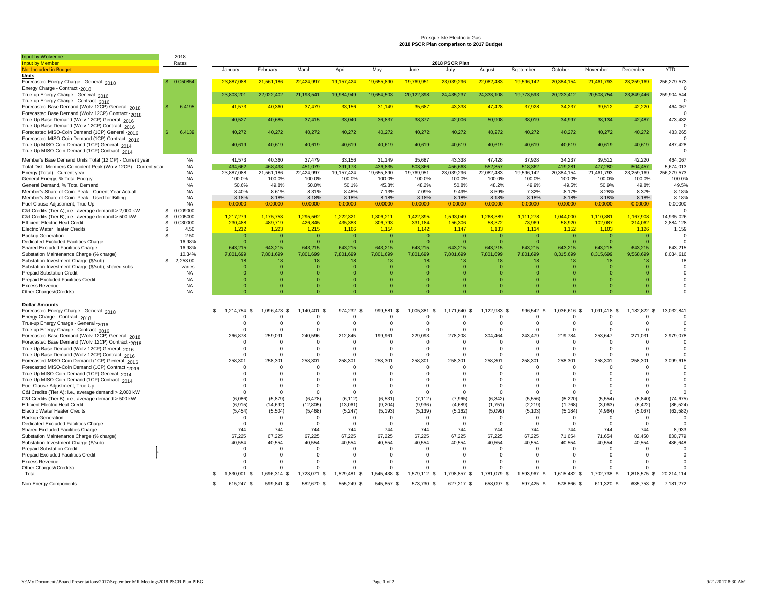Presque Isle Electric & Gas

**2018 PSCR Plan comparison to 2017 Budget**

| | 2018 Rates | January | February | March | April | May | June | July | August | September | October | November | December | YTD |
|---|---|---|---|---|---|---|---|---|---|---|---|---|---|---|
| Input by Wolverine | | | | | | | | | | | | | | |
| Input by Member | | | | | | | 2018 PSCR Plan | | | | | | | |
| Not Included in Budget | | | | | | | | | | | | | | |
| **Units** | | | | | | | | | | | | | | |
| Forecasted Energy Charge - General - 2018 | $ 0.050854 | 23,887,088 | 21,561,186 | 22,424,997 | 19,157,424 | 19,655,890 | 19,769,951 | 23,039,296 | 22,082,483 | 19,596,142 | 20,384,154 | 21,461,793 | 23,259,169 | 256,279,573 |
| Energy Charge - Contract - 2018 | | | | | | | | | | | | | | 0 |
| True-up Energy Charge - General - 2016 | | 23,803,201 | 22,022,402 | 21,193,541 | 19,984,949 | 19,654,503 | 20,122,398 | 24,435,237 | 24,333,108 | 19,773,593 | 20,223,412 | 20,508,754 | 23,849,446 | 259,904,544 |
| True-up Energy Charge - Contract - 2016 | | | | | | | | | | | | | | 0 |
| Forecasted Base Demand (Wolv 12CP) General - 2018 | $ 6.4195 | 41,573 | 40,360 | 37,479 | 33,156 | 31,149 | 35,687 | 43,338 | 47,428 | 37,928 | 34,237 | 39,512 | 42,220 | 464,067 |
| Forecasted Base Demand (Wolv 12CP) Contract - 2018 | | | | | | | | | | | | | | 0 |
| True-Up Base Demand (Wolv 12CP) General - 2016 | | 40,527 | 40,685 | 37,415 | 33,040 | 36,837 | 38,377 | 42,006 | 50,908 | 38,019 | 34,997 | 38,134 | 42,487 | 473,432 |
| True-Up Base Demand (Wolv 12CP) Contract - 2016 | | | | | | | | | | | | | | 0 |
| Forecasted MISO-Coin Demand (1CP) General - 2016 | $ 6.4139 | 40,272 | 40,272 | 40,272 | 40,272 | 40,272 | 40,272 | 40,272 | 40,272 | 40,272 | 40,272 | 40,272 | 40,272 | 483,265 |
| Forecasted MISO-Coin Demand (1CP) Contract - 2016 | | | | | | | | | | | | | | 0 |
| True-Up MISO-Coin Demand (1CP) General - 2014 | | 40,619 | 40,619 | 40,619 | 40,619 | 40,619 | 40,619 | 40,619 | 40,619 | 40,619 | 40,619 | 40,619 | 40,619 | 487,428 |
| True-Up MISO-Coin Demand (1CP) Contract - 2014 | | | | | | | | | | | | | | 0 |
| Member's Base Demand Units Total (12 CP) - Current year | NA | 41,573 | 40,360 | 37,479 | 33,156 | 31,149 | 35,687 | 43,338 | 47,428 | 37,928 | 34,237 | 39,512 | 42,220 | 464,067 |
| Total Dist. Members Coincident Peak (Wolv 12CP) - Current year | NA | 494,662 | 468,498 | 451,079 | 391,173 | 436,835 | 503,366 | 456,663 | 552,357 | 518,362 | 419,281 | 477,280 | 504,457 | 5,674,013 |
| Energy (Total) - Current year | NA | 23,887,088 | 21,561,186 | 22,424,997 | 19,157,424 | 19,655,890 | 19,769,951 | 23,039,296 | 22,082,483 | 19,596,142 | 20,384,154 | 21,461,793 | 23,259,169 | 256,279,573 |
| General Energy, % Total Energy | NA | 100.0% | 100.0% | 100.0% | 100.0% | 100.0% | 100.0% | 100.0% | 100.0% | 100.0% | 100.0% | 100.0% | 100.0% | 100.0% |
| General Demand, % Total Demand | NA | 50.6% | 49.8% | 50.0% | 50.1% | 45.8% | 48.2% | 50.8% | 48.2% | 49.9% | 49.5% | 50.9% | 49.8% | 49.5% |
| Member's Share of Coin. Peak - Current Year Actual | NA | 8.40% | 8.61% | 8.31% | 8.48% | 7.13% | 7.09% | 9.49% | 8.59% | 7.32% | 8.17% | 8.28% | 8.37% | 8.18% |
| Member's Share of Coin. Peak - Used for Billing | NA | 8.18% | 8.18% | 8.18% | 8.18% | 8.18% | 8.18% | 8.18% | 8.18% | 8.18% | 8.18% | 8.18% | 8.18% | 8.18% |
| Fuel Clause Adjustment, True Up | NA | 0.00000 | 0.00000 | 0.00000 | 0.00000 | 0.00000 | 0.00000 | 0.00000 | 0.00000 | 0.00000 | 0.00000 | 0.00000 | 0.00000 | 0.00000 |
| C&I Credits (Tier A); i.e., average demand > 2,000 kW | $ 0.009000 | | | | | | | | | | | | | 0 |
| C&I Credits (Tier B); i.e., average demand > 500 kW | $ 0.005000 | 1,217,279 | 1,175,753 | 1,295,562 | 1,222,321 | 1,306,211 | 1,422,395 | 1,593,049 | 1,268,389 | 1,111,278 | 1,044,000 | 1,110,881 | 1,167,908 | 14,935,026 |
| Efficient Electric Heat Credit | $ 0.030000 | 230,488 | 489,719 | 426,845 | 435,383 | 306,793 | 331,184 | 156,306 | 58,372 | 73,969 | 58,920 | 102,087 | 214,062 | 2,884,128 |
| Electric Water Heater Credits | $ 4.50 | 1,212 | 1,223 | 1,215 | 1,166 | 1,154 | 1,142 | 1,147 | 1,133 | 1,134 | 1,152 | 1,103 | 1,126 | 1,159 |
| Backup Generation | $ 2.50 | 0 | 0 | 0 | 0 | 0 | 0 | 0 | 0 | 0 | 0 | 0 | 0 | 0 |
| Dedicated Excluded Facilities Charge | 16.98% | 0 | 0 | 0 | 0 | 0 | 0 | 0 | 0 | 0 | 0 | 0 | 0 | 0 |
| Shared Excluded Facilities Charge | 16.98% | 643,215 | 643,215 | 643,215 | 643,215 | 643,215 | 643,215 | 643,215 | 643,215 | 643,215 | 643,215 | 643,215 | 643,215 | 643,215 |
| Substation Maintenance Charge (% charge) | 10.34% | 7,801,699 | 7,801,699 | 7,801,699 | 7,801,699 | 7,801,699 | 7,801,699 | 7,801,699 | 7,801,699 | 7,801,699 | 8,315,699 | 8,315,699 | 9,568,699 | 8,034,616 |
| Substation Investment Charge ($/sub) | $ 2,253.00 | 18 | 18 | 18 | 18 | 18 | 18 | 18 | 18 | 18 | 18 | 18 | 18 | 18 |
| Substation Investment Charge ($/sub); shared subs | varies | 0 | 0 | 0 | 0 | 0 | 0 | 0 | 0 | 0 | 0 | 0 | 0 | 0 |
| Prepaid Substation Credit | NA | 0 | 0 | 0 | 0 | 0 | 0 | 0 | 0 | 0 | 0 | 0 | 0 | 0 |
| Prepaid Excluded Facilities Credit | NA | 0 | 0 | 0 | 0 | 0 | 0 | 0 | 0 | 0 | 0 | 0 | 0 | 0 |
| Excess Revenue | NA | 0 | 0 | 0 | 0 | 0 | 0 | 0 | 0 | 0 | 0 | 0 | 0 | 0 |
| Other Charges/(Credits) | NA | 0 | 0 | 0 | 0 | 0 | 0 | 0 | 0 | 0 | 0 | 0 | 0 | 0 |
| **Dollar Amounts** | | | | | | | | | | | | | | |
| Forecasted Energy Charge - General - 2018 | | $ 1,214,754 | $ 1,096,473 | $ 1,140,401 | $ 974,232 | $ 999,581 | $ 1,005,381 | $ 1,171,640 | $ 1,122,983 | $ 996,542 | $ 1,036,616 | $ 1,091,418 | $ 1,182,822 | $ 13,032,841 |
| Energy Charge - Contract - 2018 | | 0 | 0 | 0 | 0 | 0 | 0 | 0 | 0 | 0 | 0 | 0 | 0 | 0 |
| True-up Energy Charge - General - 2016 | | 0 | 0 | 0 | 0 | 0 | 0 | 0 | 0 | 0 | 0 | 0 | 0 | 0 |
| True-up Energy Charge - Contract - 2016 | | 0 | 0 | 0 | 0 | 0 | 0 | 0 | 0 | 0 | 0 | 0 | 0 | 0 |
| Forecasted Base Demand (Wolv 12CP) General - 2018 | | 266,878 | 259,091 | 240,596 | 212,845 | 199,961 | 229,093 | 278,208 | 304,464 | 243,479 | 219,784 | 253,647 | 271,031 | 2,979,078 |
| Forecasted Base Demand (Wolv 12CP) Contract - 2018 | | 0 | 0 | 0 | 0 | 0 | 0 | 0 | 0 | 0 | 0 | 0 | 0 | 0 |
| True-Up Base Demand (Wolv 12CP) General - 2016 | | 0 | 0 | 0 | 0 | 0 | 0 | 0 | 0 | 0 | 0 | 0 | 0 | 0 |
| True-Up Base Demand (Wolv 12CP) Contract - 2016 | | 0 | 0 | 0 | 0 | 0 | 0 | 0 | 0 | 0 | 0 | 0 | 0 | 0 |
| Forecasted MISO-Coin Demand (1CP) General - 2016 | | 258,301 | 258,301 | 258,301 | 258,301 | 258,301 | 258,301 | 258,301 | 258,301 | 258,301 | 258,301 | 258,301 | 258,301 | 3,099,615 |
| Forecasted MISO-Coin Demand (1CP) Contract - 2016 | | 0 | 0 | 0 | 0 | 0 | 0 | 0 | 0 | 0 | 0 | 0 | 0 | 0 |
| True-Up MISO-Coin Demand (1CP) General - 2014 | | 0 | 0 | 0 | 0 | 0 | 0 | 0 | 0 | 0 | 0 | 0 | 0 | 0 |
| True-Up MISO-Coin Demand (1CP) Contract - 2014 | | 0 | 0 | 0 | 0 | 0 | 0 | 0 | 0 | 0 | 0 | 0 | 0 | 0 |
| Fuel Clause Adjustment, True Up | | 0 | 0 | 0 | 0 | 0 | 0 | 0 | 0 | 0 | 0 | 0 | 0 | 0 |
| C&I Credits (Tier A); i.e., average demand > 2,000 kW | | 0 | 0 | 0 | 0 | 0 | 0 | 0 | 0 | 0 | 0 | 0 | 0 | 0 |
| C&I Credits (Tier B); i.e., average demand > 500 kW | | (6,086) | (5,879) | (6,478) | (6,112) | (6,531) | (7,112) | (7,965) | (6,342) | (5,556) | (5,220) | (5,554) | (5,840) | (74,675) |
| Efficient Electric Heat Credit | | (6,915) | (14,692) | (12,805) | (13,061) | (9,204) | (9,936) | (4,689) | (1,751) | (2,219) | (1,768) | (3,063) | (6,422) | (86,524) |
| Electric Water Heater Credits | | (5,454) | (5,504) | (5,468) | (5,247) | (5,193) | (5,139) | (5,162) | (5,099) | (5,103) | (5,184) | (4,964) | (5,067) | (62,582) |
| Backup Generation | | 0 | 0 | 0 | 0 | 0 | 0 | 0 | 0 | 0 | 0 | 0 | 0 | 0 |
| Dedicated Excluded Facilities Charge | | 0 | 0 | 0 | 0 | 0 | 0 | 0 | 0 | 0 | 0 | 0 | 0 | 0 |
| Shared Excluded Facilities Charge | | 744 | 744 | 744 | 744 | 744 | 744 | 744 | 744 | 744 | 744 | 744 | 744 | 8,933 |
| Substation Maintenance Charge (% charge) | | 67,225 | 67,225 | 67,225 | 67,225 | 67,225 | 67,225 | 67,225 | 67,225 | 67,225 | 71,654 | 71,654 | 82,450 | 830,779 |
| Substation Investment Charge ($/sub) | | 40,554 | 40,554 | 40,554 | 40,554 | 40,554 | 40,554 | 40,554 | 40,554 | 40,554 | 40,554 | 40,554 | 40,554 | 486,648 |
| Prepaid Substation Credit | | 0 | 0 | 0 | 0 | 0 | 0 | 0 | 0 | 0 | 0 | 0 | 0 | 0 |
| Prepaid Excluded Facilities Credit | | 0 | 0 | 0 | 0 | 0 | 0 | 0 | 0 | 0 | 0 | 0 | 0 | 0 |
| Excess Revenue | | 0 | 0 | 0 | 0 | 0 | 0 | 0 | 0 | 0 | 0 | 0 | 0 | 0 |
| Other Charges/(Credits) | | 0 | 0 | 0 | 0 | 0 | 0 | 0 | 0 | 0 | 0 | 0 | 0 | 0 |
| Total | | $ 1,830,001 | $ 1,696,314 | $ 1,723,071 | $ 1,529,481 | $ 1,545,438 | $ 1,579,112 | $ 1,798,857 | $ 1,781,079 | $ 1,593,967 | $ 1,615,482 | $ 1,702,738 | $ 1,818,575 | $ 20,214,114 |
| Non-Energy Components | | $ 615,247 | $ 599,841 | $ 582,670 | $ 555,249 | $ 545,857 | $ 573,730 | $ 627,217 | $ 658,097 | $ 597,425 | $ 578,866 | $ 611,320 | $ 635,753 | $ 7,181,272 |

X:\My Documents\Board Presentations\2017\September MR Meeting\2018 PSCR Plan PIEG

9/21/2017 8:30 AM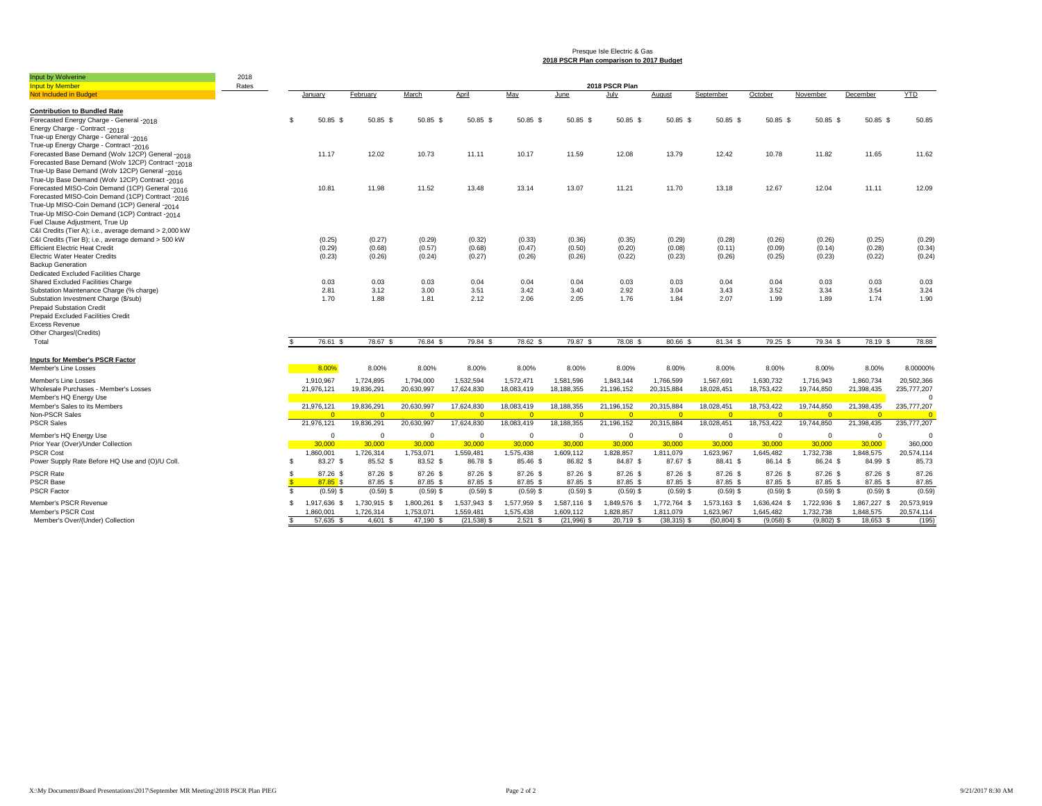Presque Isle Electric & Gas

**2018 PSCR Plan comparison to 2017 Budget**

| Input by Wolverine | 2018 | | | | | | | | | | | | | |
|---|---|---|---|---|---|---|---|---|---|---|---|---|---|---|
| Input by Member | Rates | 2018 PSCR Plan | | | | | | | | | | | | |
| Not Included in Budget | | January | February | March | April | May | June | July | August | September | October | November | December | YTD |
| **Contribution to Bundled Rate** | | | | | | | | | | | | | | |
| Forecasted Energy Charge - General - 2018 | | $ 50.85 | $ 50.85 | $ 50.85 | $ 50.85 | $ 50.85 | $ 50.85 | $ 50.85 | $ 50.85 | $ 50.85 | $ 50.85 | $ 50.85 | $ 50.85 | $ 50.85 |
| Energy Charge - Contract - 2018 | | | | | | | | | | | | | | |
| True-up Energy Charge - General - 2016 | | | | | | | | | | | | | | |
| True-up Energy Charge - Contract - 2016 | | | | | | | | | | | | | | |
| Forecasted Base Demand (Wolv 12CP) General - 2018 | | 11.17 | 12.02 | 10.73 | 11.11 | 10.17 | 11.59 | 12.08 | 13.79 | 12.42 | 10.78 | 11.82 | 11.65 | 11.62 |
| Forecasted Base Demand (Wolv 12CP) Contract - 2018 | | | | | | | | | | | | | | |
| True-Up Base Demand (Wolv 12CP) General - 2016 | | | | | | | | | | | | | | |
| True-Up Base Demand (Wolv 12CP) Contract - 2016 | | | | | | | | | | | | | | |
| Forecasted MISO-Coin Demand (1CP) General - 2016 | | 10.81 | 11.98 | 11.52 | 13.48 | 13.14 | 13.07 | 11.21 | 11.70 | 13.18 | 12.67 | 12.04 | 11.11 | 12.09 |
| Forecasted MISO-Coin Demand (1CP) Contract - 2016 | | | | | | | | | | | | | | |
| True-Up MISO-Coin Demand (1CP) General - 2014 | | | | | | | | | | | | | | |
| True-Up MISO-Coin Demand (1CP) Contract - 2014 | | | | | | | | | | | | | | |
| Fuel Clause Adjustment, True Up | | | | | | | | | | | | | | |
| C&I Credits (Tier A); i.e., average demand > 2,000 kW | | | | | | | | | | | | | | |
| C&I Credits (Tier B); i.e., average demand > 500 kW | | (0.25) | (0.27) | (0.29) | (0.32) | (0.33) | (0.36) | (0.35) | (0.29) | (0.28) | (0.26) | (0.26) | (0.25) | (0.29) |
| Efficient Electric Heat Credit | | (0.29) | (0.68) | (0.57) | (0.68) | (0.47) | (0.50) | (0.20) | (0.08) | (0.11) | (0.09) | (0.14) | (0.28) | (0.34) |
| Electric Water Heater Credits | | (0.23) | (0.26) | (0.24) | (0.27) | (0.26) | (0.26) | (0.22) | (0.23) | (0.26) | (0.25) | (0.23) | (0.22) | (0.24) |
| Backup Generation | | | | | | | | | | | | | | |
| Dedicated Excluded Facilities Charge | | | | | | | | | | | | | | |
| Shared Excluded Facilities Charge | | 0.03 | 0.03 | 0.03 | 0.04 | 0.04 | 0.04 | 0.03 | 0.03 | 0.04 | 0.04 | 0.03 | 0.03 | 0.03 |
| Substation Maintenance Charge (% charge) | | 2.81 | 3.12 | 3.00 | 3.51 | 3.42 | 3.40 | 2.92 | 3.04 | 3.43 | 3.52 | 3.34 | 3.54 | 3.24 |
| Substation Investment Charge ($/sub) | | 1.70 | 1.88 | 1.81 | 2.12 | 2.06 | 2.05 | 1.76 | 1.84 | 2.07 | 1.99 | 1.89 | 1.74 | 1.90 |
| Prepaid Substation Credit | | | | | | | | | | | | | | |
| Prepaid Excluded Facilities Credit | | | | | | | | | | | | | | |
| Excess Revenue | | | | | | | | | | | | | | |
| Other Charges/(Credits) | | | | | | | | | | | | | | |
| Total | | $ 76.61 | $ 78.67 | $ 76.84 | $ 79.84 | $ 78.62 | $ 79.87 | $ 78.08 | $ 80.66 | $ 81.34 | $ 79.25 | $ 79.34 | $ 78.19 | $ 78.88 |
| **Inputs for Member's PSCR Factor** | | | | | | | | | | | | | | |
| Member's Line Losses | | 8.00% | 8.00% | 8.00% | 8.00% | 8.00% | 8.00% | 8.00% | 8.00% | 8.00% | 8.00% | 8.00% | 8.00% | 8.00000% |
| Member's Line Losses | | 1,910,967 | 1,724,895 | 1,794,000 | 1,532,594 | 1,572,471 | 1,581,596 | 1,843,144 | 1,766,599 | 1,567,691 | 1,630,732 | 1,716,943 | 1,860,734 | 20,502,366 |
| Wholesale Purchases - Member's Losses | | 21,976,121 | 19,836,291 | 20,630,997 | 17,624,830 | 18,083,419 | 18,188,355 | 21,196,152 | 20,315,884 | 18,028,451 | 18,753,422 | 19,744,850 | 21,398,435 | 235,777,207 |
| Member's HQ Energy Use | | | | | | | | | | | | | | 0 |
| Member's Sales to its Members | | 21,976,121 | 19,836,291 | 20,630,997 | 17,624,830 | 18,083,419 | 18,188,355 | 21,196,152 | 20,315,884 | 18,028,451 | 18,753,422 | 19,744,850 | 21,398,435 | 235,777,207 |
| Non-PSCR Sales | | 0 | 0 | 0 | 0 | 0 | 0 | 0 | 0 | 0 | 0 | 0 | 0 | 0 |
| PSCR Sales | | 21,976,121 | 19,836,291 | 20,630,997 | 17,624,830 | 18,083,419 | 18,188,355 | 21,196,152 | 20,315,884 | 18,028,451 | 18,753,422 | 19,744,850 | 21,398,435 | 235,777,207 |
| Member's HQ Energy Use | | 0 | 0 | 0 | 0 | 0 | 0 | 0 | 0 | 0 | 0 | 0 | 0 | 0 |
| Prior Year (Over)/Under Collection | | 30,000 | 30,000 | 30,000 | 30,000 | 30,000 | 30,000 | 30,000 | 30,000 | 30,000 | 30,000 | 30,000 | 30,000 | 360,000 |
| PSCR Cost | | 1,860,001 | 1,726,314 | 1,753,071 | 1,559,481 | 1,575,438 | 1,609,112 | 1,828,857 | 1,811,079 | 1,623,967 | 1,645,482 | 1,732,738 | 1,848,575 | 20,574,114 |
| Power Supply Rate Before HQ Use and (O)/U Coll. | | $ 83.27 | $ 85.52 | $ 83.52 | $ 86.78 | $ 85.46 | $ 86.82 | $ 84.87 | $ 87.67 | $ 88.41 | $ 86.14 | $ 86.24 | $ 84.99 | $ 85.73 |
| PSCR Rate | | $ 87.26 | $ 87.26 | $ 87.26 | $ 87.26 | $ 87.26 | $ 87.26 | $ 87.26 | $ 87.26 | $ 87.26 | $ 87.26 | $ 87.26 | $ 87.26 | $ 87.26 |
| PSCR Base | | $ 87.85 | $ 87.85 | $ 87.85 | $ 87.85 | $ 87.85 | $ 87.85 | $ 87.85 | $ 87.85 | $ 87.85 | $ 87.85 | $ 87.85 | $ 87.85 | $ 87.85 |
| PSCR Factor | | $ (0.59) | $ (0.59) | $ (0.59) | $ (0.59) | $ (0.59) | $ (0.59) | $ (0.59) | $ (0.59) | $ (0.59) | $ (0.59) | $ (0.59) | $ (0.59) | $ (0.59) |
| Member's PSCR Revenue | | $ 1,917,636 | $ 1,730,915 | $ 1,800,261 | $ 1,537,943 | $ 1,577,959 | $ 1,587,116 | $ 1,849,576 | $ 1,772,764 | $ 1,573,163 | $ 1,636,424 | $ 1,722,936 | $ 1,867,227 | $ 20,573,919 |
| Member's PSCR Cost | | 1,860,001 | 1,726,314 | 1,753,071 | 1,559,481 | 1,575,438 | 1,609,112 | 1,828,857 | 1,811,079 | 1,623,967 | 1,645,482 | 1,732,738 | 1,848,575 | 20,574,114 |
| Member's Over/(Under) Collection | | $ 57,635 | $ 4,601 | $ 47,190 | $ (21,538) | $ 2,521 | $ (21,996) | $ 20,719 | $ (38,315) | $ (50,804) | $ (9,058) | $ (9,802) | $ 18,653 | $ (195) |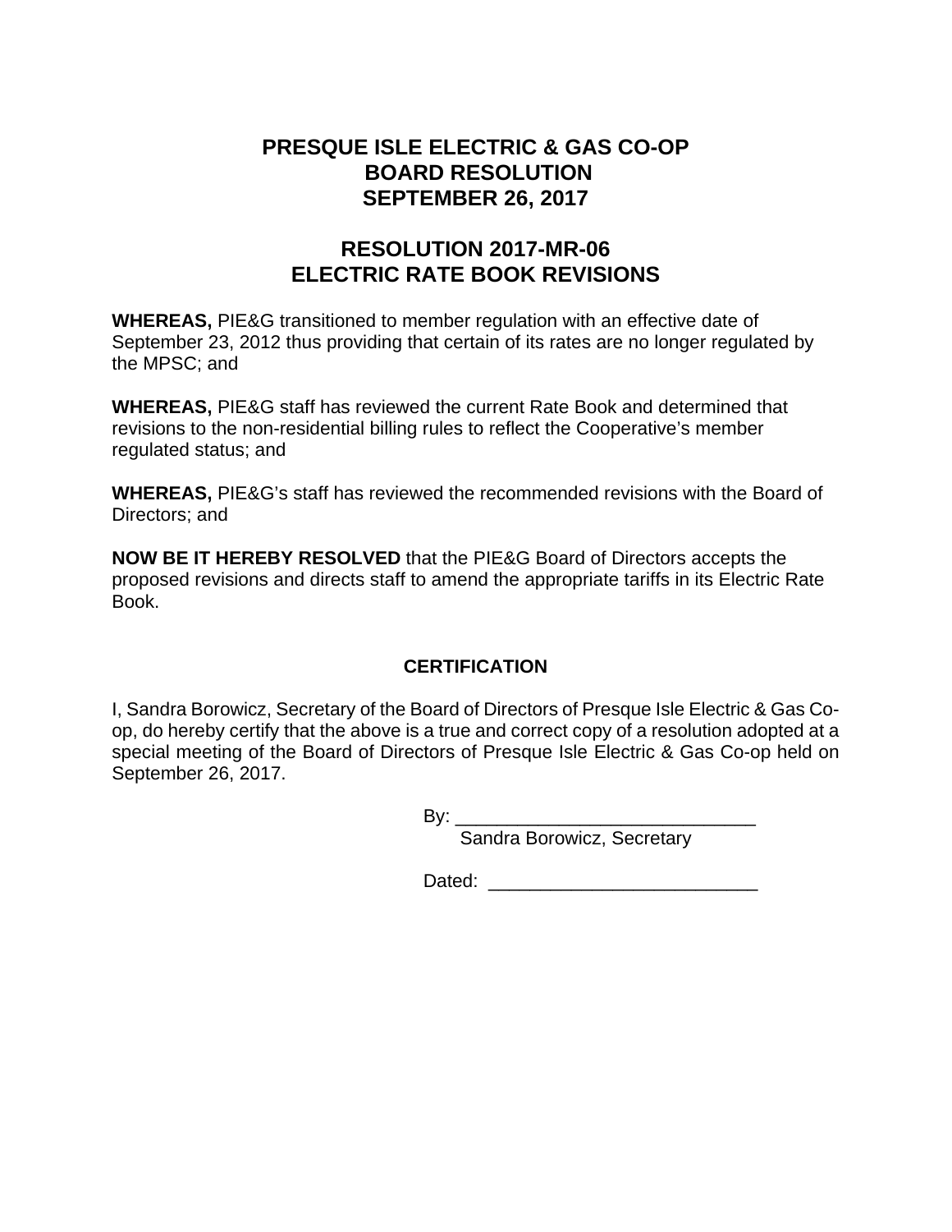# PRESQUE ISLE ELECTRIC & GAS CO-OP
# BOARD RESOLUTION
# SEPTEMBER 26, 2017

## RESOLUTION 2017-MR-06
## ELECTRIC RATE BOOK REVISIONS

**WHEREAS,** PIE&G transitioned to member regulation with an effective date of September 23, 2012 thus providing that certain of its rates are no longer regulated by the MPSC; and

**WHEREAS,** PIE&G staff has reviewed the current Rate Book and determined that revisions to the non-residential billing rules to reflect the Cooperative's member regulated status; and

**WHEREAS,** PIE&G's staff has reviewed the recommended revisions with the Board of Directors; and

**NOW BE IT HEREBY RESOLVED** that the PIE&G Board of Directors accepts the proposed revisions and directs staff to amend the appropriate tariffs in its Electric Rate Book.

### CERTIFICATION

I, Sandra Borowicz, Secretary of the Board of Directors of Presque Isle Electric & Gas Co-op, do hereby certify that the above is a true and correct copy of a resolution adopted at a special meeting of the Board of Directors of Presque Isle Electric & Gas Co-op held on September 26, 2017.

By: ______________________________
Sandra Borowicz, Secretary

Dated: ___________________________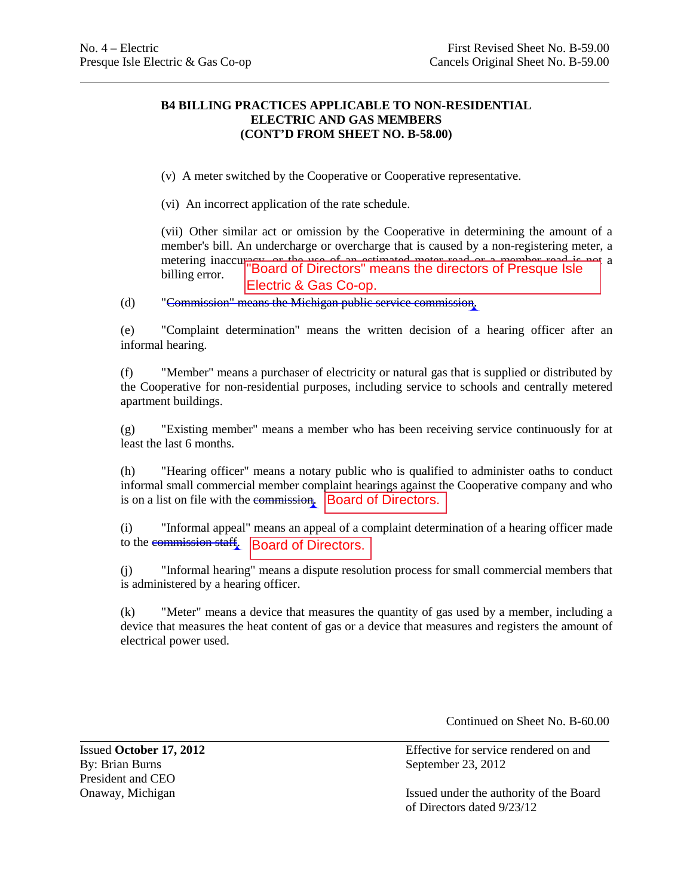No. 4 – Electric
Presque Isle Electric & Gas Co-op

First Revised Sheet No. B-59.00
Cancels Original Sheet No. B-59.00

### B4 BILLING PRACTICES APPLICABLE TO NON-RESIDENTIAL ELECTRIC AND GAS MEMBERS (CONT'D FROM SHEET NO. B-58.00)

(v) A meter switched by the Cooperative or Cooperative representative.

(vi) An incorrect application of the rate schedule.

(vii) Other similar act or omission by the Cooperative in determining the amount of a member's bill. An undercharge or overcharge that is caused by a non-registering meter, a metering inaccuracy, or the use of an estimated meter read or a member read is not a billing error.

(d) ~~"Commission" means the Michigan public service commission.~~ "Board of Directors" means the directors of Presque Isle Electric & Gas Co-op.

(e) "Complaint determination" means the written decision of a hearing officer after an informal hearing.

(f) "Member" means a purchaser of electricity or natural gas that is supplied or distributed by the Cooperative for non-residential purposes, including service to schools and centrally metered apartment buildings.

(g) "Existing member" means a member who has been receiving service continuously for at least the last 6 months.

(h) "Hearing officer" means a notary public who is qualified to administer oaths to conduct informal small commercial member complaint hearings against the Cooperative company and who is on a list on file with the ~~commission.~~ Board of Directors.

(i) "Informal appeal" means an appeal of a complaint determination of a hearing officer made to the ~~commission staff.~~ Board of Directors.

(j) "Informal hearing" means a dispute resolution process for small commercial members that is administered by a hearing officer.

(k) "Meter" means a device that measures the quantity of gas used by a member, including a device that measures the heat content of gas or a device that measures and registers the amount of electrical power used.

Continued on Sheet No. B-60.00

Issued **October 17, 2012**
By: Brian Burns
President and CEO
Onaway, Michigan

Effective for service rendered on and September 23, 2012

Issued under the authority of the Board of Directors dated 9/23/12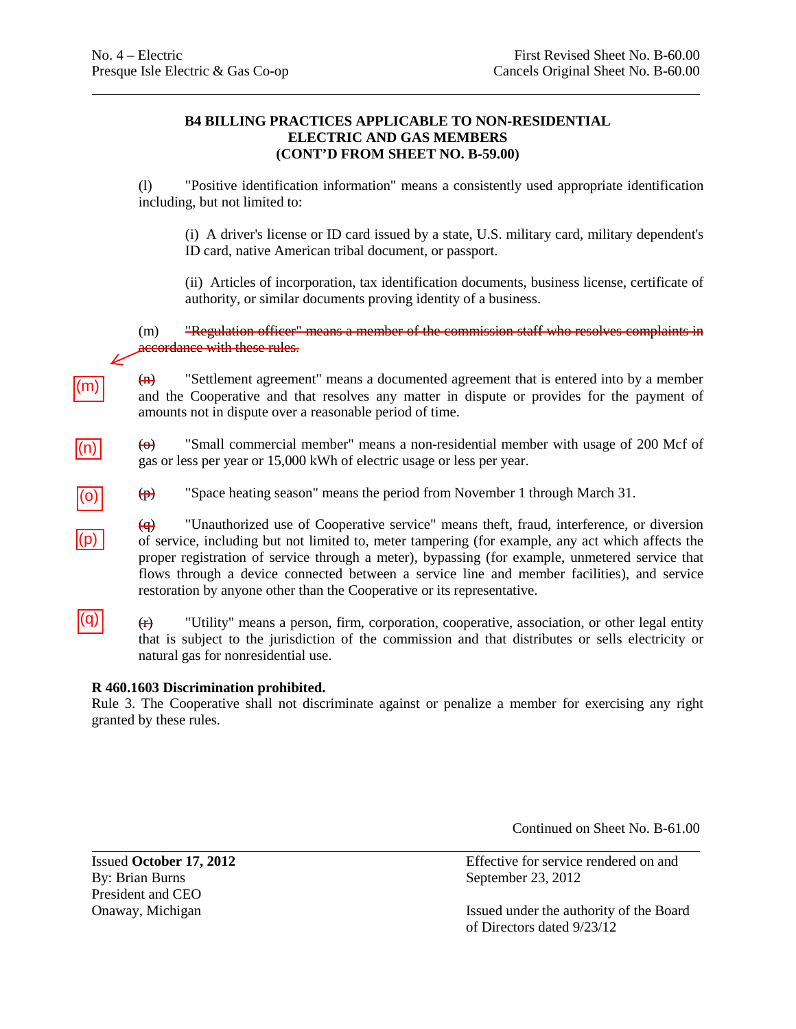### B4 BILLING PRACTICES APPLICABLE TO NON-RESIDENTIAL ELECTRIC AND GAS MEMBERS (CONT'D FROM SHEET NO. B-59.00)

(l) "Positive identification information" means a consistently used appropriate identification including, but not limited to:

(i) A driver's license or ID card issued by a state, U.S. military card, military dependent's ID card, native American tribal document, or passport.

(ii) Articles of incorporation, tax identification documents, business license, certificate of authority, or similar documents proving identity of a business.

(m) ~~"Regulation officer" means a member of the commission staff who resolves complaints in accordance with these rules.~~

(m) ~~(n)~~ "Settlement agreement" means a documented agreement that is entered into by a member and the Cooperative and that resolves any matter in dispute or provides for the payment of amounts not in dispute over a reasonable period of time.

(n) ~~(o)~~ "Small commercial member" means a non-residential member with usage of 200 Mcf of gas or less per year or 15,000 kWh of electric usage or less per year.

(o) ~~(p)~~ "Space heating season" means the period from November 1 through March 31.

(p) ~~(q)~~ "Unauthorized use of Cooperative service" means theft, fraud, interference, or diversion of service, including but not limited to, meter tampering (for example, any act which affects the proper registration of service through a meter), bypassing (for example, unmetered service that flows through a device connected between a service line and member facilities), and service restoration by anyone other than the Cooperative or its representative.

(q) ~~(r)~~ "Utility" means a person, firm, corporation, cooperative, association, or other legal entity that is subject to the jurisdiction of the commission and that distributes or sells electricity or natural gas for nonresidential use.

**R 460.1603 Discrimination prohibited.**
Rule 3. The Cooperative shall not discriminate against or penalize a member for exercising any right granted by these rules.

Continued on Sheet No. B-61.00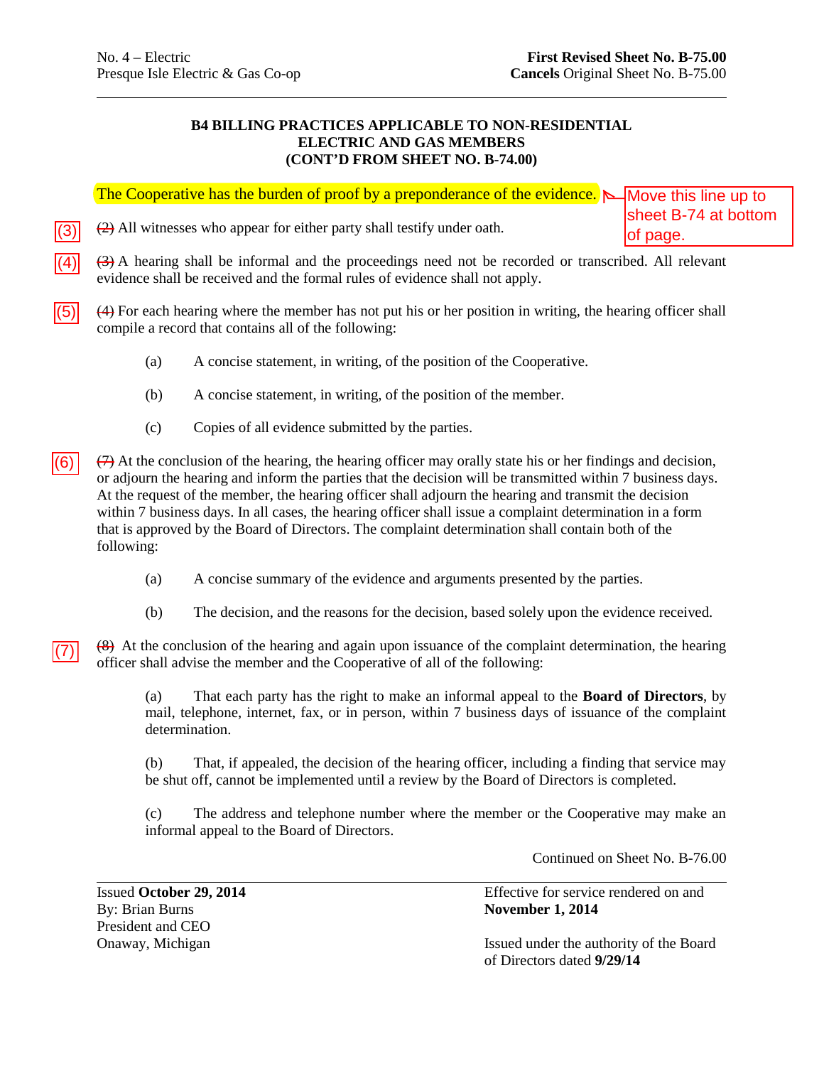**B4 BILLING PRACTICES APPLICABLE TO NON-RESIDENTIAL ELECTRIC AND GAS MEMBERS**
**(CONT'D FROM SHEET NO. B-74.00)**

The Cooperative has the burden of proof by a preponderance of the evidence.

Move this line up to sheet B-74 at bottom of page.

(3) ~~(2)~~ All witnesses who appear for either party shall testify under oath.

(4) ~~(3)~~ A hearing shall be informal and the proceedings need not be recorded or transcribed. All relevant evidence shall be received and the formal rules of evidence shall not apply.

(5) ~~(4)~~ For each hearing where the member has not put his or her position in writing, the hearing officer shall compile a record that contains all of the following:

(a) A concise statement, in writing, of the position of the Cooperative.

(b) A concise statement, in writing, of the position of the member.

(c) Copies of all evidence submitted by the parties.

(6) ~~(7)~~ At the conclusion of the hearing, the hearing officer may orally state his or her findings and decision, or adjourn the hearing and inform the parties that the decision will be transmitted within 7 business days. At the request of the member, the hearing officer shall adjourn the hearing and transmit the decision within 7 business days. In all cases, the hearing officer shall issue a complaint determination in a form that is approved by the Board of Directors. The complaint determination shall contain both of the following:

(a) A concise summary of the evidence and arguments presented by the parties.

(b) The decision, and the reasons for the decision, based solely upon the evidence received.

(7) ~~(8)~~ At the conclusion of the hearing and again upon issuance of the complaint determination, the hearing officer shall advise the member and the Cooperative of all of the following:

(a) That each party has the right to make an informal appeal to the **Board of Directors**, by mail, telephone, internet, fax, or in person, within 7 business days of issuance of the complaint determination.

(b) That, if appealed, the decision of the hearing officer, including a finding that service may be shut off, cannot be implemented until a review by the Board of Directors is completed.

(c) The address and telephone number where the member or the Cooperative may make an informal appeal to the Board of Directors.

Continued on Sheet No. B-76.00

Issued **October 29, 2014**
By: Brian Burns
President and CEO
Onaway, Michigan

Effective for service rendered on and **November 1, 2014**

Issued under the authority of the Board of Directors dated **9/29/14**